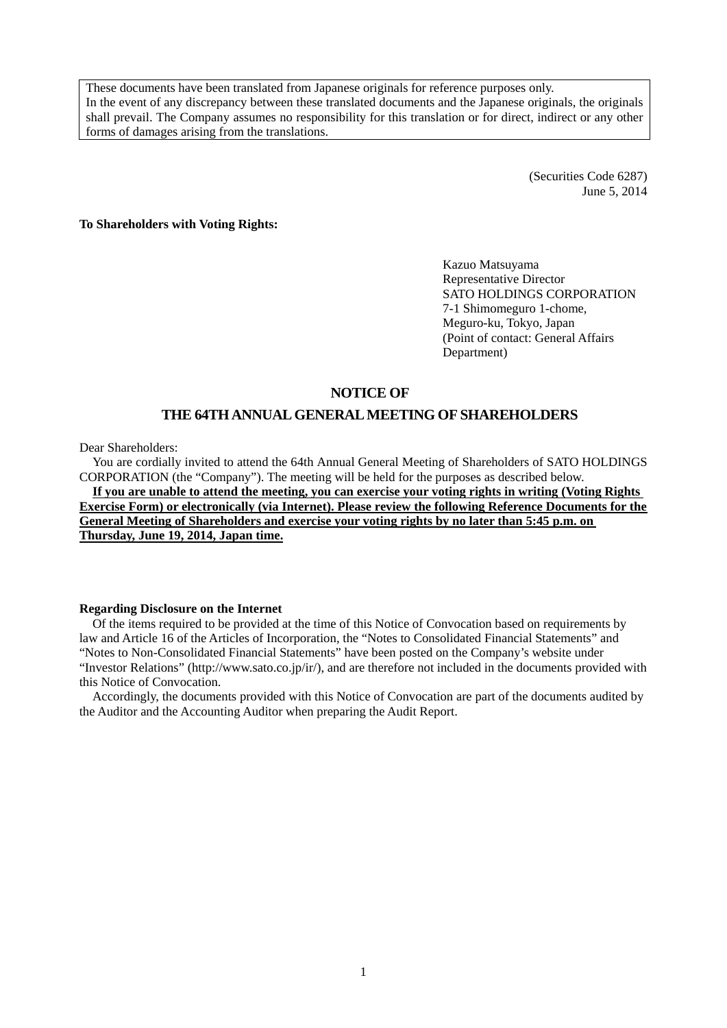These documents have been translated from Japanese originals for reference purposes only.
In the event of any discrepancy between these translated documents and the Japanese originals, the originals shall prevail. The Company assumes no responsibility for this translation or for direct, indirect or any other forms of damages arising from the translations.

(Securities Code 6287)
June 5, 2014

**To Shareholders with Voting Rights:**

Kazuo Matsuyama
Representative Director
SATO HOLDINGS CORPORATION
7-1 Shimomeguro 1-chome,
Meguro-ku, Tokyo, Japan
(Point of contact: General Affairs Department)

# NOTICE OF
# THE 64TH ANNUAL GENERAL MEETING OF SHAREHOLDERS

Dear Shareholders:

You are cordially invited to attend the 64th Annual General Meeting of Shareholders of SATO HOLDINGS CORPORATION (the "Company"). The meeting will be held for the purposes as described below.

**If you are unable to attend the meeting, you can exercise your voting rights in writing (Voting Rights Exercise Form) or electronically (via Internet). Please review the following Reference Documents for the General Meeting of Shareholders and exercise your voting rights by no later than 5:45 p.m. on Thursday, June 19, 2014, Japan time.**

**Regarding Disclosure on the Internet**

Of the items required to be provided at the time of this Notice of Convocation based on requirements by law and Article 16 of the Articles of Incorporation, the "Notes to Consolidated Financial Statements" and "Notes to Non-Consolidated Financial Statements" have been posted on the Company's website under "Investor Relations" (http://www.sato.co.jp/ir/), and are therefore not included in the documents provided with this Notice of Convocation.

Accordingly, the documents provided with this Notice of Convocation are part of the documents audited by the Auditor and the Accounting Auditor when preparing the Audit Report.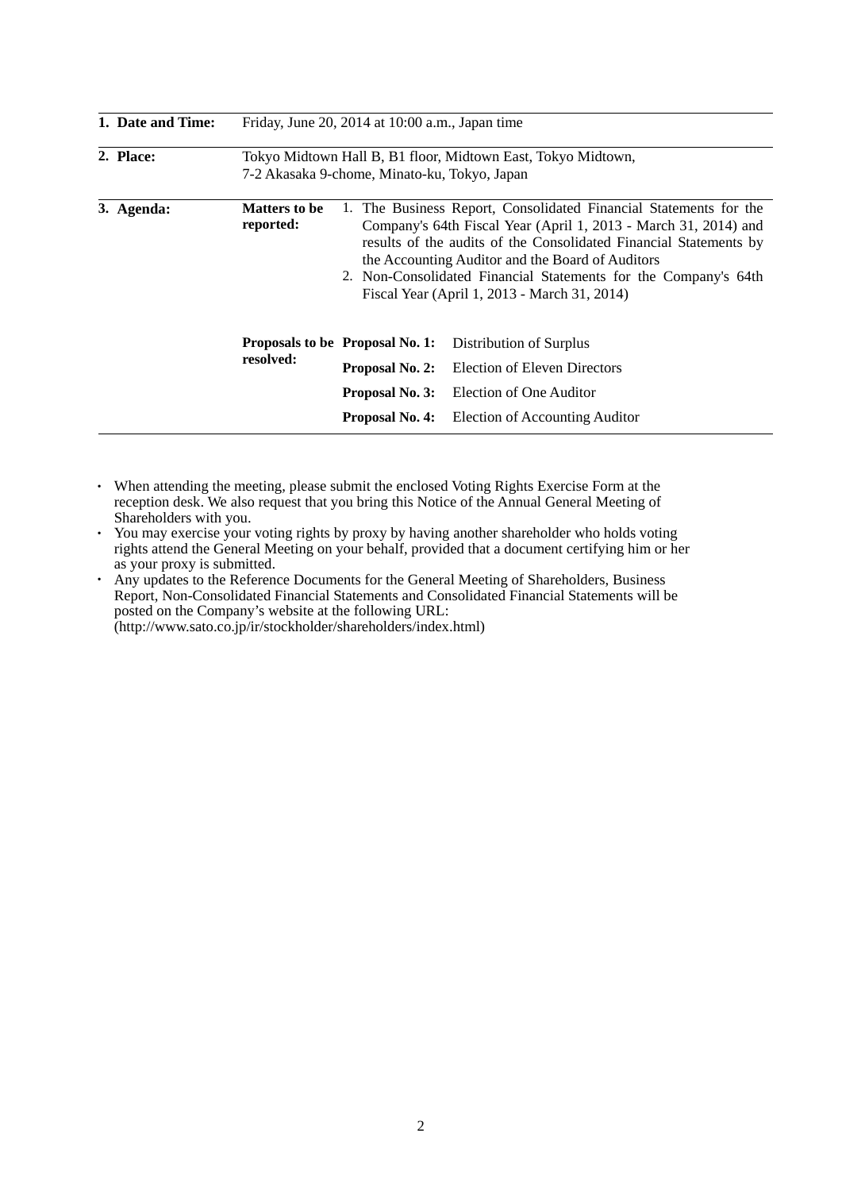| | | | |
|---|---|---|---|
| **1. Date and Time:** | Friday, June 20, 2014 at 10:00 a.m., Japan time | | |
| **2. Place:** | Tokyo Midtown Hall B, B1 floor, Midtown East, Tokyo Midtown,<br>7-2 Akasaka 9-chome, Minato-ku, Tokyo, Japan | | |
| **3. Agenda:** | **Matters to be reported:** | 1. The Business Report, Consolidated Financial Statements for the Company's 64th Fiscal Year (April 1, 2013 - March 31, 2014) and results of the audits of the Consolidated Financial Statements by the Accounting Auditor and the Board of Auditors<br>2. Non-Consolidated Financial Statements for the Company's 64th Fiscal Year (April 1, 2013 - March 31, 2014) | |
| | **Proposals to be resolved:** | **Proposal No. 1:** | Distribution of Surplus |
| | | **Proposal No. 2:** | Election of Eleven Directors |
| | | **Proposal No. 3:** | Election of One Auditor |
| | | **Proposal No. 4:** | Election of Accounting Auditor |

- When attending the meeting, please submit the enclosed Voting Rights Exercise Form at the reception desk. We also request that you bring this Notice of the Annual General Meeting of Shareholders with you.
- You may exercise your voting rights by proxy by having another shareholder who holds voting rights attend the General Meeting on your behalf, provided that a document certifying him or her as your proxy is submitted.
- Any updates to the Reference Documents for the General Meeting of Shareholders, Business Report, Non-Consolidated Financial Statements and Consolidated Financial Statements will be posted on the Company's website at the following URL:
  (http://www.sato.co.jp/ir/stockholder/shareholders/index.html)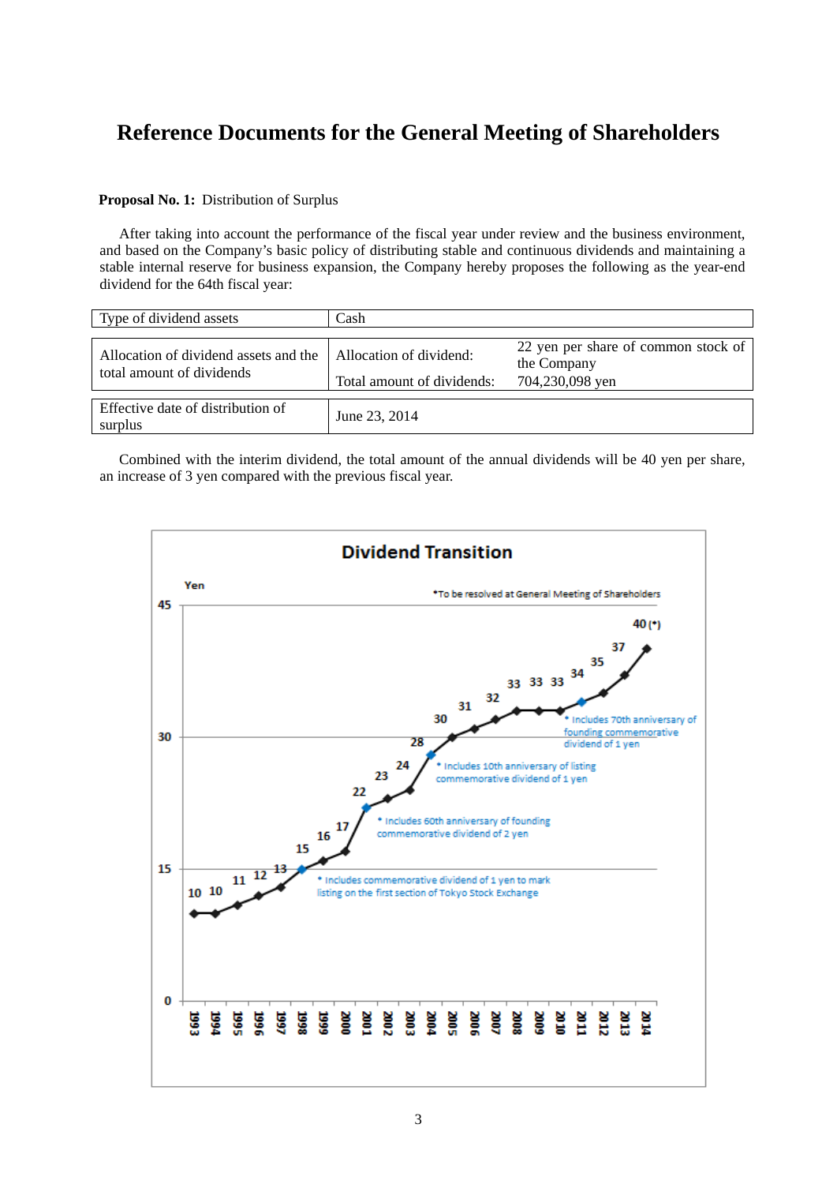# Reference Documents for the General Meeting of Shareholders

**Proposal No. 1:** Distribution of Surplus

After taking into account the performance of the fiscal year under review and the business environment, and based on the Company's basic policy of distributing stable and continuous dividends and maintaining a stable internal reserve for business expansion, the Company hereby proposes the following as the year-end dividend for the 64th fiscal year:

| Type of dividend assets | Cash | |
|---|---|---|
| Allocation of dividend assets and the total amount of dividends | Allocation of dividend: | 22 yen per share of common stock of the Company |
| | Total amount of dividends: | 704,230,098 yen |
| Effective date of distribution of surplus | June 23, 2014 | |

Combined with the interim dividend, the total amount of the annual dividends will be 40 yen per share, an increase of 3 yen compared with the previous fiscal year.

**Dividend Transition**

Yen

*To be resolved at General Meeting of Shareholders

| Year | Dividend (Yen) |
|---|---|
| 1993 | 10 |
| 1994 | 10 |
| 1995 | 11 |
| 1996 | 12 |
| 1997 | 13 |
| 1998 | 15 |
| 1999 | 16 |
| 2000 | 17 |
| 2001 | 22 |
| 2002 | 23 |
| 2003 | 24 |
| 2004 | 28 |
| 2005 | 30 |
| 2006 | 31 |
| 2007 | 32 |
| 2008 | 33 |
| 2009 | 33 |
| 2010 | 33 |
| 2011 | 34 |
| 2012 | 35 |
| 2013 | 37 |
| 2014 | 40 (*) |

- 1998: * Includes commemorative dividend of 1 yen to mark listing on the first section of Tokyo Stock Exchange
- 2001: * Includes 60th anniversary of founding commemorative dividend of 2 yen
- 2004: * Includes 10th anniversary of listing commemorative dividend of 1 yen
- 2011: * Includes 70th anniversary of founding commemorative dividend of 1 yen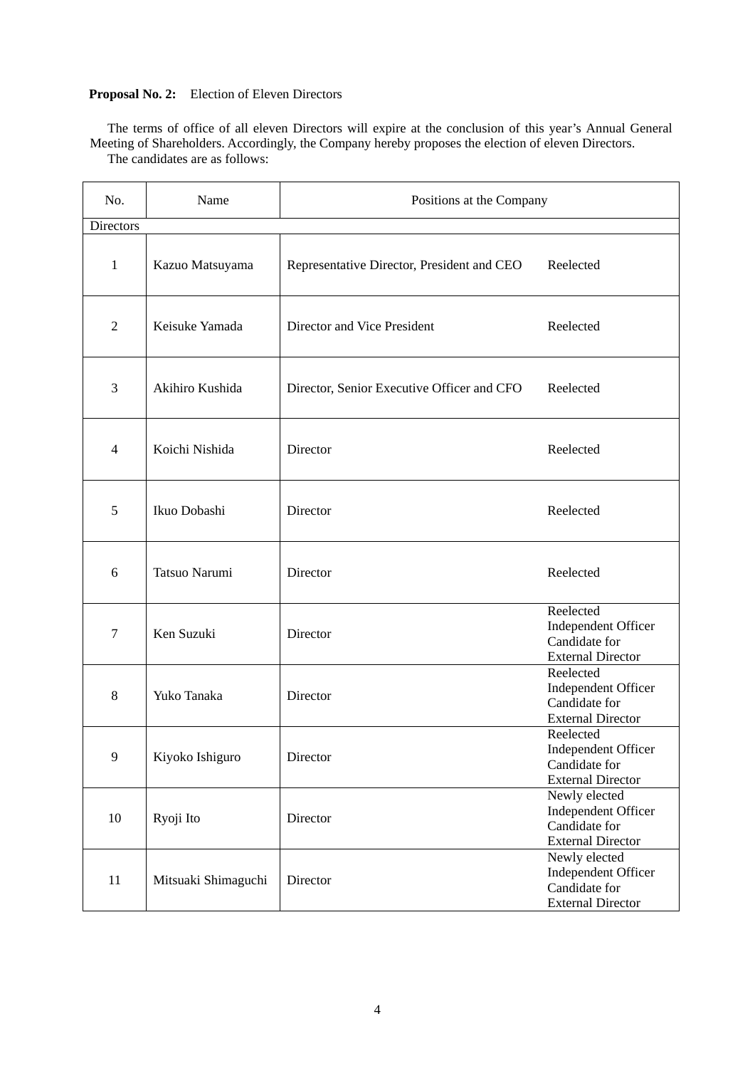**Proposal No. 2:** Election of Eleven Directors

The terms of office of all eleven Directors will expire at the conclusion of this year's Annual General Meeting of Shareholders. Accordingly, the Company hereby proposes the election of eleven Directors.

The candidates are as follows:

| No. | Name | Positions at the Company | |
|---|---|---|---|
| Directors | | | |
| 1 | Kazuo Matsuyama | Representative Director, President and CEO | Reelected |
| 2 | Keisuke Yamada | Director and Vice President | Reelected |
| 3 | Akihiro Kushida | Director, Senior Executive Officer and CFO | Reelected |
| 4 | Koichi Nishida | Director | Reelected |
| 5 | Ikuo Dobashi | Director | Reelected |
| 6 | Tatsuo Narumi | Director | Reelected |
| 7 | Ken Suzuki | Director | Reelected<br>Independent Officer<br>Candidate for External Director |
| 8 | Yuko Tanaka | Director | Reelected<br>Independent Officer<br>Candidate for External Director |
| 9 | Kiyoko Ishiguro | Director | Reelected<br>Independent Officer<br>Candidate for External Director |
| 10 | Ryoji Ito | Director | Newly elected<br>Independent Officer<br>Candidate for External Director |
| 11 | Mitsuaki Shimaguchi | Director | Newly elected<br>Independent Officer<br>Candidate for External Director |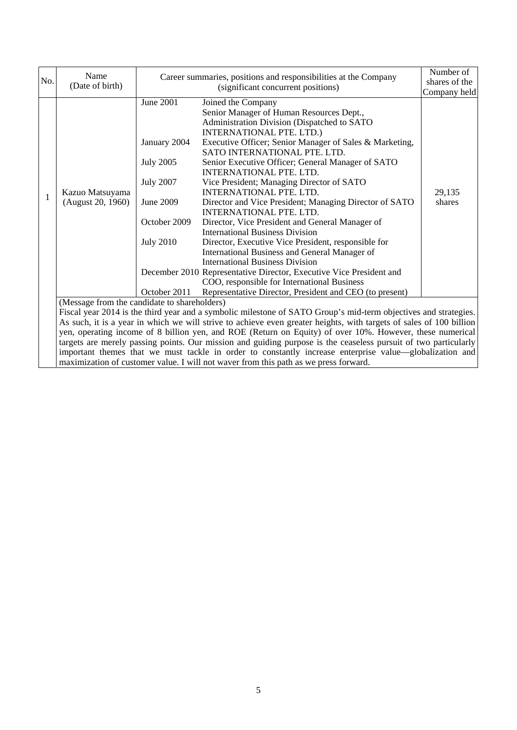| No. | Name (Date of birth) | Career summaries, positions and responsibilities at the Company (significant concurrent positions) | | Number of shares of the Company held |
|---|---|---|---|---|
| 1 | Kazuo Matsuyama (August 20, 1960) | June 2001 | Joined the Company Senior Manager of Human Resources Dept., Administration Division (Dispatched to SATO INTERNATIONAL PTE. LTD.) | 29,135 shares |
| | | January 2004 | Executive Officer; Senior Manager of Sales & Marketing, SATO INTERNATIONAL PTE. LTD. | |
| | | July 2005 | Senior Executive Officer; General Manager of SATO INTERNATIONAL PTE. LTD. | |
| | | July 2007 | Vice President; Managing Director of SATO INTERNATIONAL PTE. LTD. | |
| | | June 2009 | Director and Vice President; Managing Director of SATO INTERNATIONAL PTE. LTD. | |
| | | October 2009 | Director, Vice President and General Manager of International Business Division | |
| | | July 2010 | Director, Executive Vice President, responsible for International Business and General Manager of International Business Division | |
| | | December 2010 | Representative Director, Executive Vice President and COO, responsible for International Business | |
| | | October 2011 | Representative Director, President and CEO (to present) | |

(Message from the candidate to shareholders)

Fiscal year 2014 is the third year and a symbolic milestone of SATO Group's mid-term objectives and strategies. As such, it is a year in which we will strive to achieve even greater heights, with targets of sales of 100 billion yen, operating income of 8 billion yen, and ROE (Return on Equity) of over 10%. However, these numerical targets are merely passing points. Our mission and guiding purpose is the ceaseless pursuit of two particularly important themes that we must tackle in order to constantly increase enterprise value—globalization and maximization of customer value. I will not waver from this path as we press forward.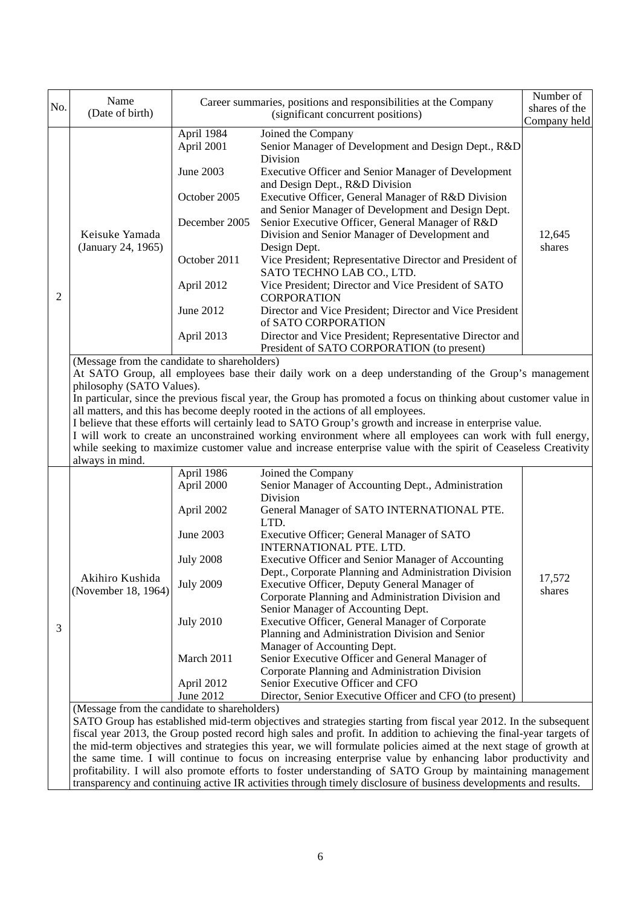| No. | Name (Date of birth) | Career summaries, positions and responsibilities at the Company (significant concurrent positions) | | Number of shares of the Company held |
|---|---|---|---|---|
| 2 | Keisuke Yamada (January 24, 1965) | April 1984 | Joined the Company | 12,645 shares |
| | | April 2001 | Senior Manager of Development and Design Dept., R&D Division | |
| | | June 2003 | Executive Officer and Senior Manager of Development and Design Dept., R&D Division | |
| | | October 2005 | Executive Officer, General Manager of R&D Division and Senior Manager of Development and Design Dept. | |
| | | December 2005 | Senior Executive Officer, General Manager of R&D Division and Senior Manager of Development and Design Dept. | |
| | | October 2011 | Vice President; Representative Director and President of SATO TECHNO LAB CO., LTD. | |
| | | April 2012 | Vice President; Director and Vice President of SATO CORPORATION | |
| | | June 2012 | Director and Vice President; Director and Vice President of SATO CORPORATION | |
| | | April 2013 | Director and Vice President; Representative Director and President of SATO CORPORATION (to present) | |

(Message from the candidate to shareholders)

At SATO Group, all employees base their daily work on a deep understanding of the Group's management philosophy (SATO Values).

In particular, since the previous fiscal year, the Group has promoted a focus on thinking about customer value in all matters, and this has become deeply rooted in the actions of all employees.

I believe that these efforts will certainly lead to SATO Group's growth and increase in enterprise value.

I will work to create an unconstrained working environment where all employees can work with full energy, while seeking to maximize customer value and increase enterprise value with the spirit of Ceaseless Creativity always in mind.

| No. | Name (Date of birth) | Career summaries, positions and responsibilities at the Company (significant concurrent positions) | | Number of shares of the Company held |
|---|---|---|---|---|
| 3 | Akihiro Kushida (November 18, 1964) | April 1986 | Joined the Company | 17,572 shares |
| | | April 2000 | Senior Manager of Accounting Dept., Administration Division | |
| | | April 2002 | General Manager of SATO INTERNATIONAL PTE. LTD. | |
| | | June 2003 | Executive Officer; General Manager of SATO INTERNATIONAL PTE. LTD. | |
| | | July 2008 | Executive Officer and Senior Manager of Accounting Dept., Corporate Planning and Administration Division | |
| | | July 2009 | Executive Officer, Deputy General Manager of Corporate Planning and Administration Division and Senior Manager of Accounting Dept. | |
| | | July 2010 | Executive Officer, General Manager of Corporate Planning and Administration Division and Senior Manager of Accounting Dept. | |
| | | March 2011 | Senior Executive Officer and General Manager of Corporate Planning and Administration Division | |
| | | April 2012 | Senior Executive Officer and CFO | |
| | | June 2012 | Director, Senior Executive Officer and CFO (to present) | |

(Message from the candidate to shareholders)

SATO Group has established mid-term objectives and strategies starting from fiscal year 2012. In the subsequent fiscal year 2013, the Group posted record high sales and profit. In addition to achieving the final-year targets of the mid-term objectives and strategies this year, we will formulate policies aimed at the next stage of growth at the same time. I will continue to focus on increasing enterprise value by enhancing labor productivity and profitability. I will also promote efforts to foster understanding of SATO Group by maintaining management transparency and continuing active IR activities through timely disclosure of business developments and results.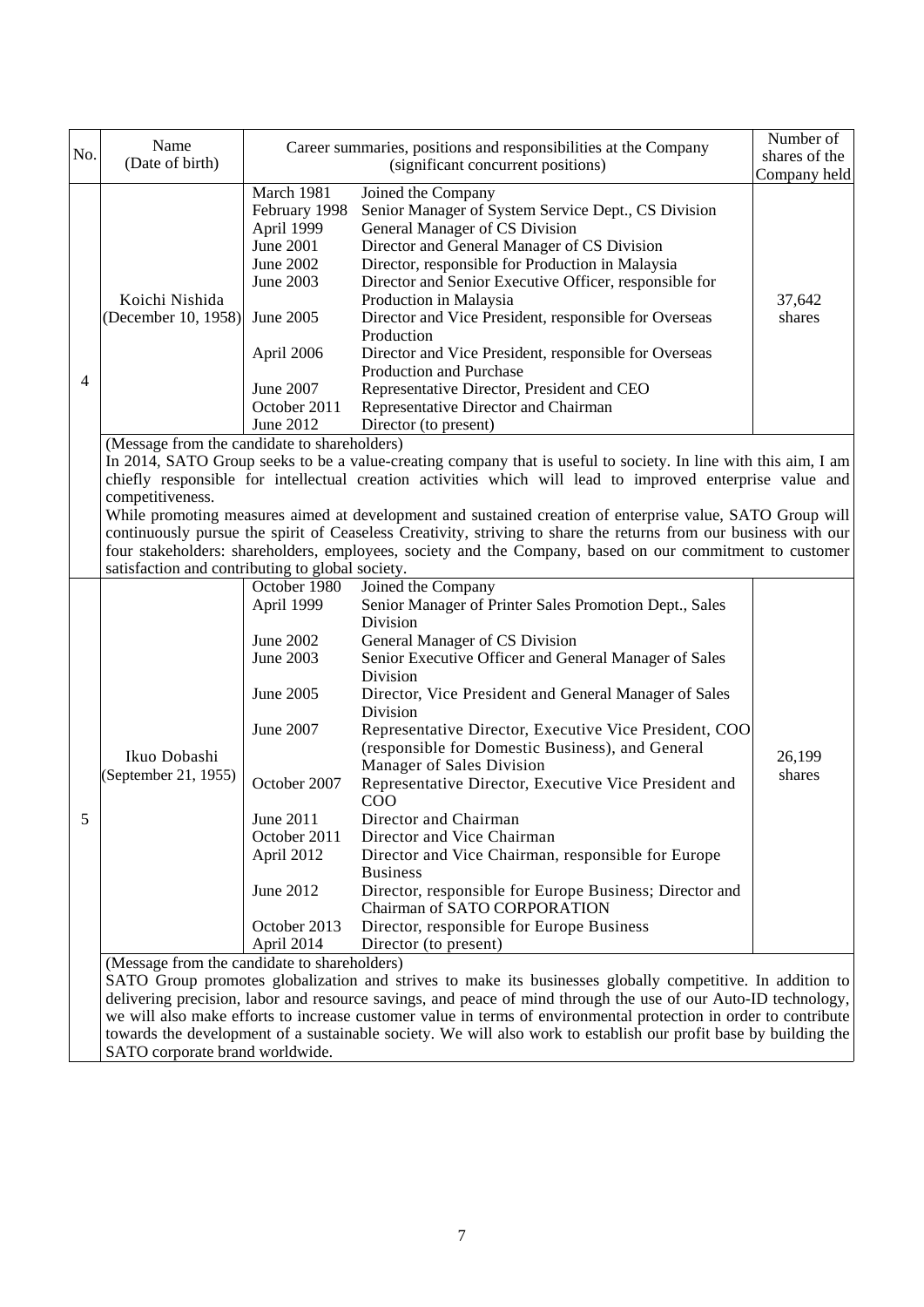| No. | Name (Date of birth) | Career summaries, positions and responsibilities at the Company (significant concurrent positions) | | Number of shares of the Company held |
|---|---|---|---|---|
| 4 | Koichi Nishida (December 10, 1958) | March 1981 | Joined the Company | 37,642 shares |
| | | February 1998 | Senior Manager of System Service Dept., CS Division | |
| | | April 1999 | General Manager of CS Division | |
| | | June 2001 | Director and General Manager of CS Division | |
| | | June 2002 | Director, responsible for Production in Malaysia | |
| | | June 2003 | Director and Senior Executive Officer, responsible for Production in Malaysia | |
| | | June 2005 | Director and Vice President, responsible for Overseas Production | |
| | | April 2006 | Director and Vice President, responsible for Overseas Production and Purchase | |
| | | June 2007 | Representative Director, President and CEO | |
| | | October 2011 | Representative Director and Chairman | |
| | | June 2012 | Director (to present) | |
| | (Message from the candidate to shareholders) In 2014, SATO Group seeks to be a value-creating company that is useful to society. In line with this aim, I am chiefly responsible for intellectual creation activities which will lead to improved enterprise value and competitiveness. While promoting measures aimed at development and sustained creation of enterprise value, SATO Group will continuously pursue the spirit of Ceaseless Creativity, striving to share the returns from our business with our four stakeholders: shareholders, employees, society and the Company, based on our commitment to customer satisfaction and contributing to global society. | | | |
| 5 | Ikuo Dobashi (September 21, 1955) | October 1980 | Joined the Company | 26,199 shares |
| | | April 1999 | Senior Manager of Printer Sales Promotion Dept., Sales Division | |
| | | June 2002 | General Manager of CS Division | |
| | | June 2003 | Senior Executive Officer and General Manager of Sales Division | |
| | | June 2005 | Director, Vice President and General Manager of Sales Division | |
| | | June 2007 | Representative Director, Executive Vice President, COO (responsible for Domestic Business), and General Manager of Sales Division | |
| | | October 2007 | Representative Director, Executive Vice President and COO | |
| | | June 2011 | Director and Chairman | |
| | | October 2011 | Director and Vice Chairman | |
| | | April 2012 | Director and Vice Chairman, responsible for Europe Business | |
| | | June 2012 | Director, responsible for Europe Business; Director and Chairman of SATO CORPORATION | |
| | | October 2013 | Director, responsible for Europe Business | |
| | | April 2014 | Director (to present) | |
| | (Message from the candidate to shareholders) SATO Group promotes globalization and strives to make its businesses globally competitive. In addition to delivering precision, labor and resource savings, and peace of mind through the use of our Auto-ID technology, we will also make efforts to increase customer value in terms of environmental protection in order to contribute towards the development of a sustainable society. We will also work to establish our profit base by building the SATO corporate brand worldwide. | | | |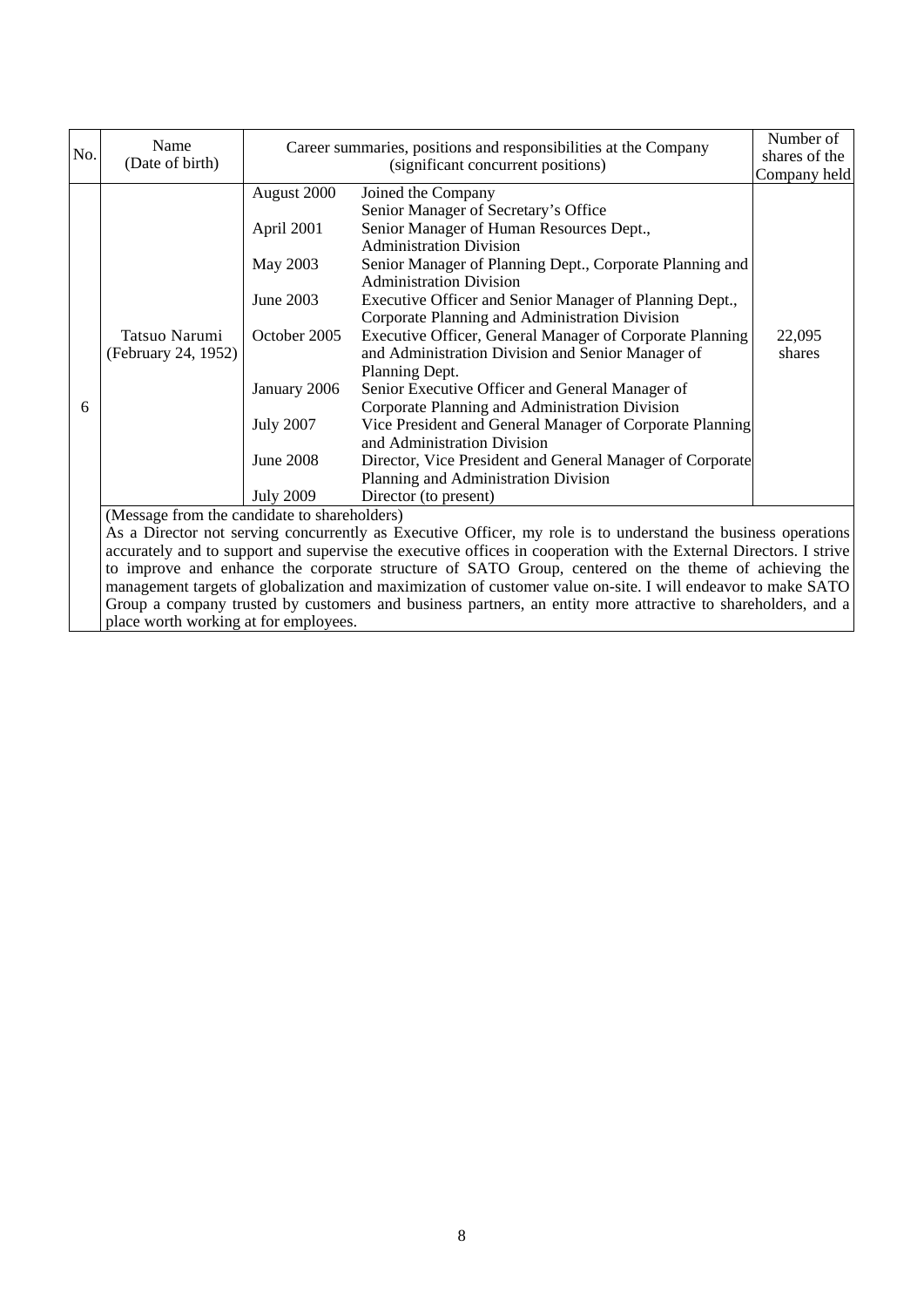| No. | Name (Date of birth) | Career summaries, positions and responsibilities at the Company (significant concurrent positions) | | Number of shares of the Company held |
|---|---|---|---|---|
| 6 | Tatsuo Narumi (February 24, 1952) | August 2000 | Joined the Company<br>Senior Manager of Secretary's Office | 22,095 shares |
| | | April 2001 | Senior Manager of Human Resources Dept., Administration Division | |
| | | May 2003 | Senior Manager of Planning Dept., Corporate Planning and Administration Division | |
| | | June 2003 | Executive Officer and Senior Manager of Planning Dept., Corporate Planning and Administration Division | |
| | | October 2005 | Executive Officer, General Manager of Corporate Planning and Administration Division and Senior Manager of Planning Dept. | |
| | | January 2006 | Senior Executive Officer and General Manager of Corporate Planning and Administration Division | |
| | | July 2007 | Vice President and General Manager of Corporate Planning and Administration Division | |
| | | June 2008 | Director, Vice President and General Manager of Corporate Planning and Administration Division | |
| | | July 2009 | Director (to present) | |
| | (Message from the candidate to shareholders)<br>As a Director not serving concurrently as Executive Officer, my role is to understand the business operations accurately and to support and supervise the executive offices in cooperation with the External Directors. I strive to improve and enhance the corporate structure of SATO Group, centered on the theme of achieving the management targets of globalization and maximization of customer value on-site. I will endeavor to make SATO Group a company trusted by customers and business partners, an entity more attractive to shareholders, and a place worth working at for employees. | | | |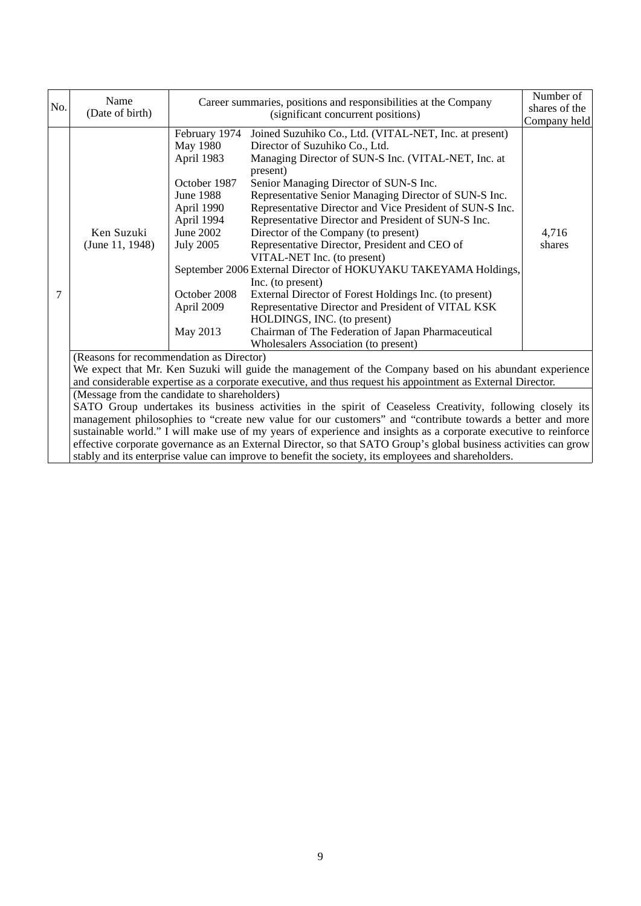| No. | Name (Date of birth) | Career summaries, positions and responsibilities at the Company (significant concurrent positions) | | Number of shares of the Company held |
|---|---|---|---|---|
| 7 | Ken Suzuki (June 11, 1948) | February 1974 | Joined Suzuhiko Co., Ltd. (VITAL-NET, Inc. at present) | 4,716 shares |
| | | May 1980 | Director of Suzuhiko Co., Ltd. | |
| | | April 1983 | Managing Director of SUN-S Inc. (VITAL-NET, Inc. at present) | |
| | | October 1987 | Senior Managing Director of SUN-S Inc. | |
| | | June 1988 | Representative Senior Managing Director of SUN-S Inc. | |
| | | April 1990 | Representative Director and Vice President of SUN-S Inc. | |
| | | April 1994 | Representative Director and President of SUN-S Inc. | |
| | | June 2002 | Director of the Company (to present) | |
| | | July 2005 | Representative Director, President and CEO of VITAL-NET Inc. (to present) | |
| | | September 2006 | External Director of HOKUYAKU TAKEYAMA Holdings, Inc. (to present) | |
| | | October 2008 | External Director of Forest Holdings Inc. (to present) | |
| | | April 2009 | Representative Director and President of VITAL KSK HOLDINGS, INC. (to present) | |
| | | May 2013 | Chairman of The Federation of Japan Pharmaceutical Wholesalers Association (to present) | |

(Reasons for recommendation as Director)

We expect that Mr. Ken Suzuki will guide the management of the Company based on his abundant experience and considerable expertise as a corporate executive, and thus request his appointment as External Director.

(Message from the candidate to shareholders)

SATO Group undertakes its business activities in the spirit of Ceaseless Creativity, following closely its management philosophies to "create new value for our customers" and "contribute towards a better and more sustainable world." I will make use of my years of experience and insights as a corporate executive to reinforce effective corporate governance as an External Director, so that SATO Group's global business activities can grow stably and its enterprise value can improve to benefit the society, its employees and shareholders.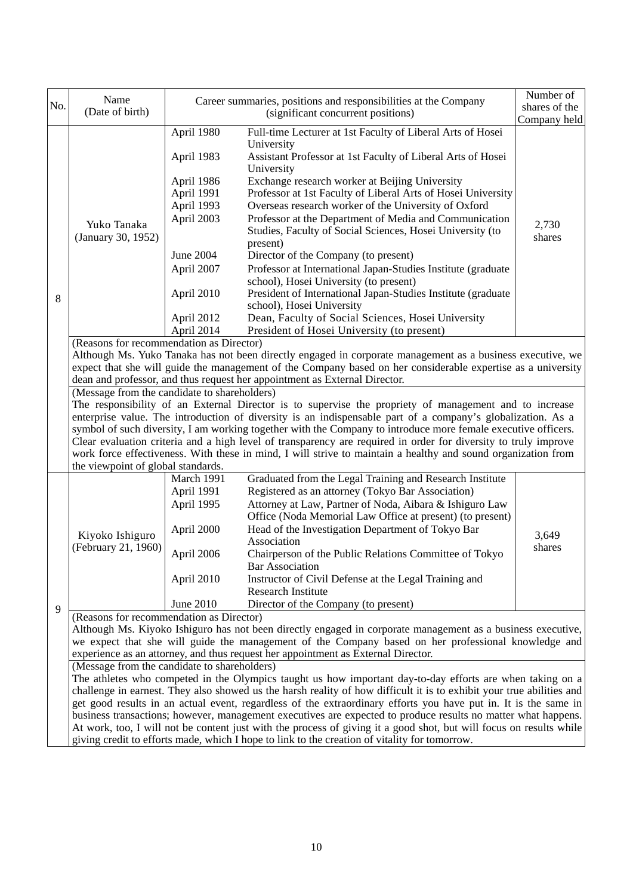| No. | Name (Date of birth) | Career summaries, positions and responsibilities at the Company (significant concurrent positions) | | Number of shares of the Company held |
|---|---|---|---|---|
| 8 | Yuko Tanaka (January 30, 1952) | April 1980 | Full-time Lecturer at 1st Faculty of Liberal Arts of Hosei University | 2,730 shares |
| | | April 1983 | Assistant Professor at 1st Faculty of Liberal Arts of Hosei University | |
| | | April 1986 | Exchange research worker at Beijing University | |
| | | April 1991 | Professor at 1st Faculty of Liberal Arts of Hosei University | |
| | | April 1993 | Overseas research worker of the University of Oxford | |
| | | April 2003 | Professor at the Department of Media and Communication Studies, Faculty of Social Sciences, Hosei University (to present) | |
| | | June 2004 | Director of the Company (to present) | |
| | | April 2007 | Professor at International Japan-Studies Institute (graduate school), Hosei University (to present) | |
| | | April 2010 | President of International Japan-Studies Institute (graduate school), Hosei University | |
| | | April 2012 | Dean, Faculty of Social Sciences, Hosei University | |
| | | April 2014 | President of Hosei University (to present) | |
| | (Reasons for recommendation as Director)<br>Although Ms. Yuko Tanaka has not been directly engaged in corporate management as a business executive, we expect that she will guide the management of the Company based on her considerable expertise as a university dean and professor, and thus request her appointment as External Director. | | | |
| | (Message from the candidate to shareholders)<br>The responsibility of an External Director is to supervise the propriety of management and to increase enterprise value. The introduction of diversity is an indispensable part of a company's globalization. As a symbol of such diversity, I am working together with the Company to introduce more female executive officers. Clear evaluation criteria and a high level of transparency are required in order for diversity to truly improve work force effectiveness. With these in mind, I will strive to maintain a healthy and sound organization from the viewpoint of global standards. | | | |
| 9 | Kiyoko Ishiguro (February 21, 1960) | March 1991 | Graduated from the Legal Training and Research Institute | 3,649 shares |
| | | April 1991 | Registered as an attorney (Tokyo Bar Association) | |
| | | April 1995 | Attorney at Law, Partner of Noda, Aibara & Ishiguro Law Office (Noda Memorial Law Office at present) (to present) | |
| | | April 2000 | Head of the Investigation Department of Tokyo Bar Association | |
| | | April 2006 | Chairperson of the Public Relations Committee of Tokyo Bar Association | |
| | | April 2010 | Instructor of Civil Defense at the Legal Training and Research Institute | |
| | | June 2010 | Director of the Company (to present) | |
| | (Reasons for recommendation as Director)<br>Although Ms. Kiyoko Ishiguro has not been directly engaged in corporate management as a business executive, we expect that she will guide the management of the Company based on her professional knowledge and experience as an attorney, and thus request her appointment as External Director. | | | |
| | (Message from the candidate to shareholders)<br>The athletes who competed in the Olympics taught us how important day-to-day efforts are when taking on a challenge in earnest. They also showed us the harsh reality of how difficult it is to exhibit your true abilities and get good results in an actual event, regardless of the extraordinary efforts you have put in. It is the same in business transactions; however, management executives are expected to produce results no matter what happens. At work, too, I will not be content just with the process of giving it a good shot, but will focus on results while giving credit to efforts made, which I hope to link to the creation of vitality for tomorrow. | | | |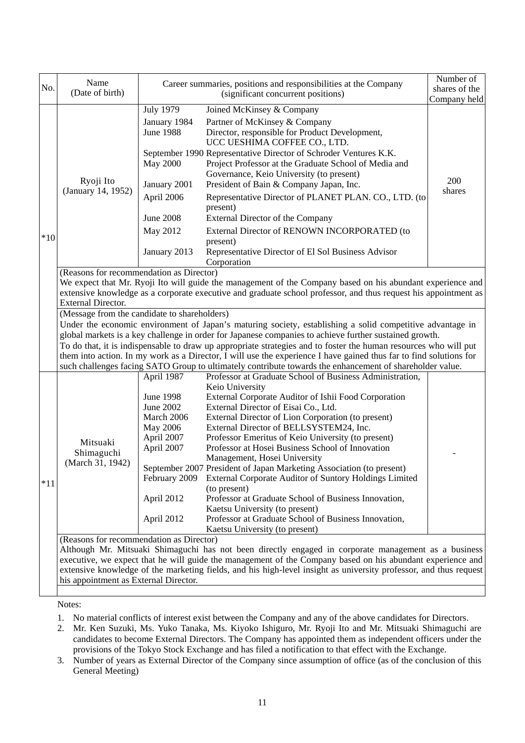| No. | Name (Date of birth) | Career summaries, positions and responsibilities at the Company (significant concurrent positions) | | Number of shares of the Company held |
|---|---|---|---|---|
| *10 | Ryoji Ito (January 14, 1952) | July 1979 | Joined McKinsey & Company | 200 shares |
| | | January 1984 | Partner of McKinsey & Company | |
| | | June 1988 | Director, responsible for Product Development, UCC UESHIMA COFFEE CO., LTD. | |
| | | September 1990 | Representative Director of Schroder Ventures K.K. | |
| | | May 2000 | Project Professor at the Graduate School of Media and Governance, Keio University (to present) | |
| | | January 2001 | President of Bain & Company Japan, Inc. | |
| | | April 2006 | Representative Director of PLANET PLAN. CO., LTD. (to present) | |
| | | June 2008 | External Director of the Company | |
| | | May 2012 | External Director of RENOWN INCORPORATED (to present) | |
| | | January 2013 | Representative Director of El Sol Business Advisor Corporation | |
| | (Reasons for recommendation as Director)<br>We expect that Mr. Ryoji Ito will guide the management of the Company based on his abundant experience and extensive knowledge as a corporate executive and graduate school professor, and thus request his appointment as External Director. | | | |
| | (Message from the candidate to shareholders)<br>Under the economic environment of Japan's maturing society, establishing a solid competitive advantage in global markets is a key challenge in order for Japanese companies to achieve further sustained growth.<br>To do that, it is indispensable to draw up appropriate strategies and to foster the human resources who will put them into action. In my work as a Director, I will use the experience I have gained thus far to find solutions for such challenges facing SATO Group to ultimately contribute towards the enhancement of shareholder value. | | | |
| *11 | Mitsuaki Shimaguchi (March 31, 1942) | April 1987 | Professor at Graduate School of Business Administration, Keio University | - |
| | | June 1998 | External Corporate Auditor of Ishii Food Corporation | |
| | | June 2002 | External Director of Eisai Co., Ltd. | |
| | | March 2006 | External Director of Lion Corporation (to present) | |
| | | May 2006 | External Director of BELLSYSTEM24, Inc. | |
| | | April 2007 | Professor Emeritus of Keio University (to present) | |
| | | April 2007 | Professor at Hosei Business School of Innovation Management, Hosei University | |
| | | September 2007 | President of Japan Marketing Association (to present) | |
| | | February 2009 | External Corporate Auditor of Suntory Holdings Limited (to present) | |
| | | April 2012 | Professor at Graduate School of Business Innovation, Kaetsu University (to present) | |
| | | April 2012 | Professor at Graduate School of Business Innovation, Kaetsu University (to present) | |
| | (Reasons for recommendation as Director)<br>Although Mr. Mitsuaki Shimaguchi has not been directly engaged in corporate management as a business executive, we expect that he will guide the management of the Company based on his abundant experience and extensive knowledge of the marketing fields, and his high-level insight as university professor, and thus request his appointment as External Director. | | | |

Notes:

1. No material conflicts of interest exist between the Company and any of the above candidates for Directors.
2. Mr. Ken Suzuki, Ms. Yuko Tanaka, Ms. Kiyoko Ishiguro, Mr. Ryoji Ito and Mr. Mitsuaki Shimaguchi are candidates to become External Directors. The Company has appointed them as independent officers under the provisions of the Tokyo Stock Exchange and has filed a notification to that effect with the Exchange.
3. Number of years as External Director of the Company since assumption of office (as of the conclusion of this General Meeting)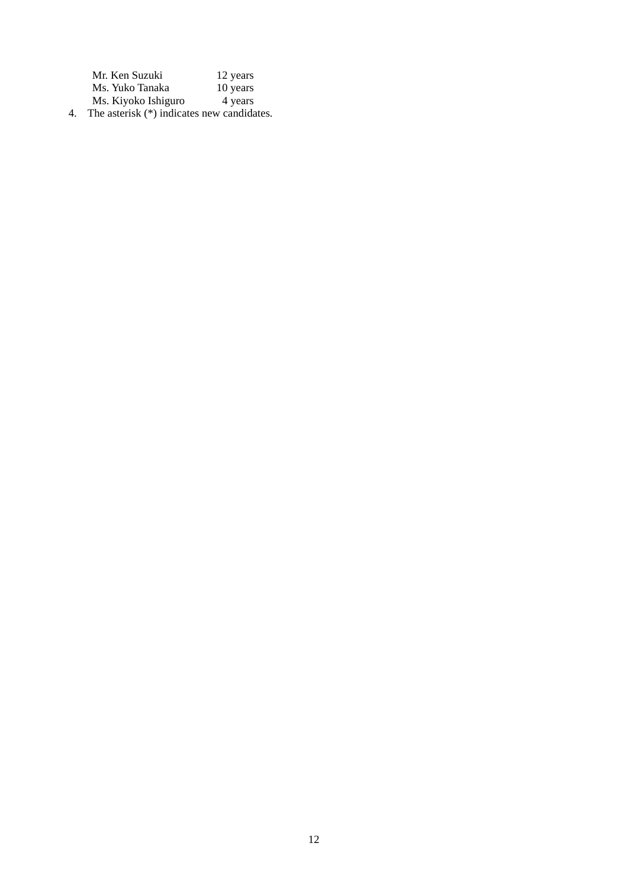| | |
|---|---|
| Mr. Ken Suzuki | 12 years |
| Ms. Yuko Tanaka | 10 years |
| Ms. Kiyoko Ishiguro | 4 years |

4. The asterisk (*) indicates new candidates.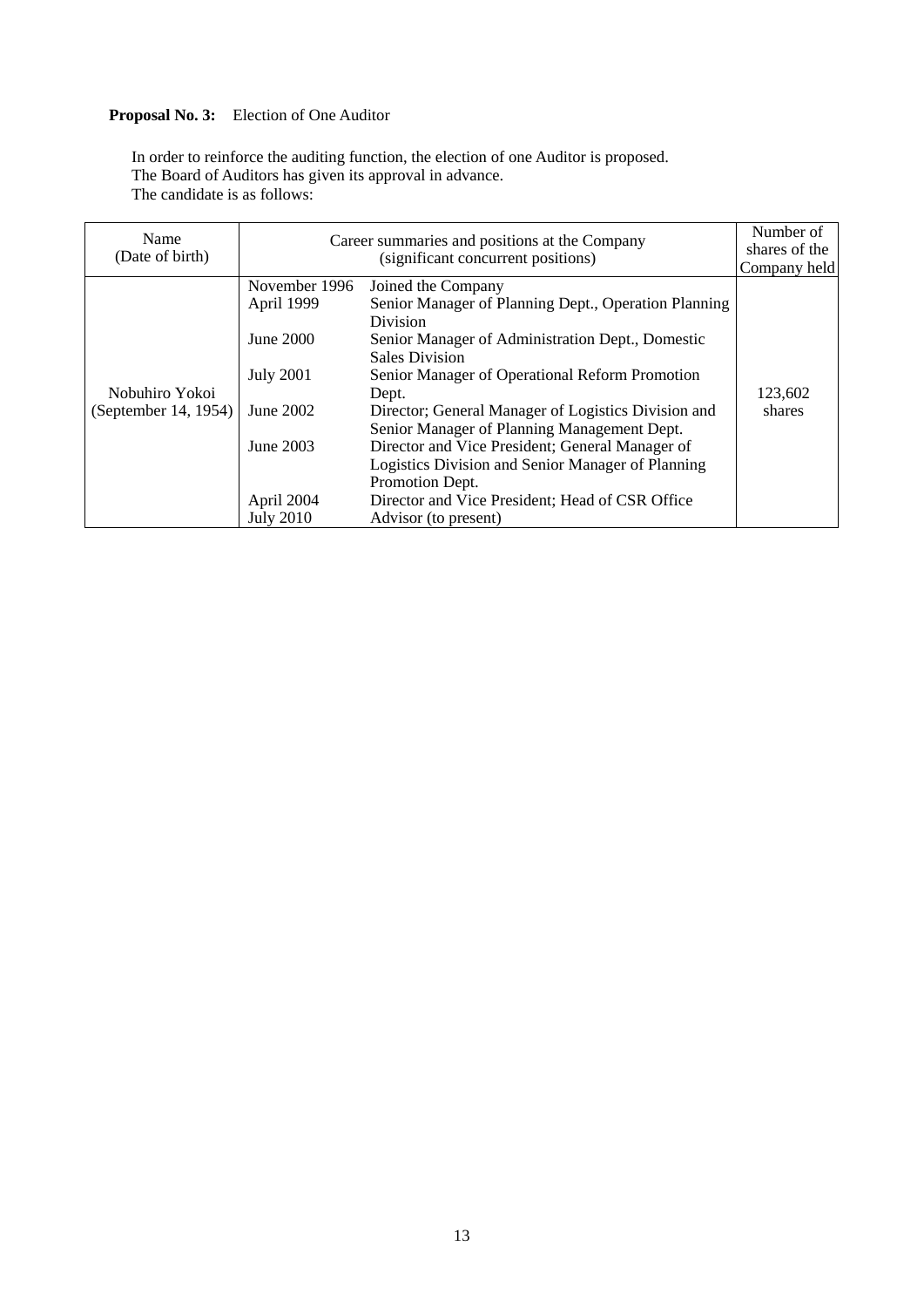**Proposal No. 3:** Election of One Auditor

In order to reinforce the auditing function, the election of one Auditor is proposed.
The Board of Auditors has given its approval in advance.
The candidate is as follows:

| Name (Date of birth) | Career summaries and positions at the Company (significant concurrent positions) | | Number of shares of the Company held |
|---|---|---|---|
| Nobuhiro Yokoi (September 14, 1954) | November 1996 | Joined the Company | 123,602 shares |
| | April 1999 | Senior Manager of Planning Dept., Operation Planning Division | |
| | June 2000 | Senior Manager of Administration Dept., Domestic Sales Division | |
| | July 2001 | Senior Manager of Operational Reform Promotion Dept. | |
| | June 2002 | Director; General Manager of Logistics Division and Senior Manager of Planning Management Dept. | |
| | June 2003 | Director and Vice President; General Manager of Logistics Division and Senior Manager of Planning Promotion Dept. | |
| | April 2004 | Director and Vice President; Head of CSR Office | |
| | July 2010 | Advisor (to present) | |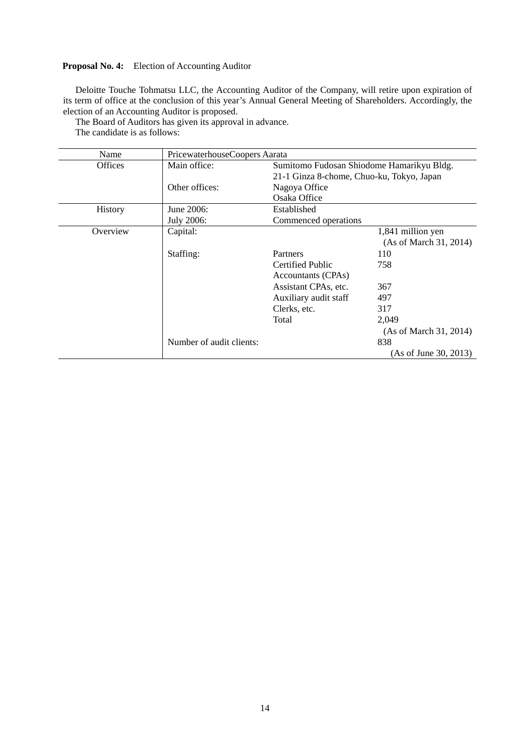**Proposal No. 4:** Election of Accounting Auditor

Deloitte Touche Tohmatsu LLC, the Accounting Auditor of the Company, will retire upon expiration of its term of office at the conclusion of this year's Annual General Meeting of Shareholders. Accordingly, the election of an Accounting Auditor is proposed.

The Board of Auditors has given its approval in advance.

The candidate is as follows:

| Name | PricewaterhouseCoopers Aarata | | |
|---|---|---|---|
| Offices | Main office: | Sumitomo Fudosan Shiodome Hamarikyu Bldg.<br>21-1 Ginza 8-chome, Chuo-ku, Tokyo, Japan | |
| | Other offices: | Nagoya Office<br>Osaka Office | |
| History | June 2006: | Established | |
| | July 2006: | Commenced operations | |
| Overview | Capital: | | 1,841 million yen<br>(As of March 31, 2014) |
| | Staffing: | Partners | 110 |
| | | Certified Public Accountants (CPAs) | 758 |
| | | Assistant CPAs, etc. | 367 |
| | | Auxiliary audit staff | 497 |
| | | Clerks, etc. | 317 |
| | | Total | 2,049<br>(As of March 31, 2014) |
| | Number of audit clients: | | 838<br>(As of June 30, 2013) |